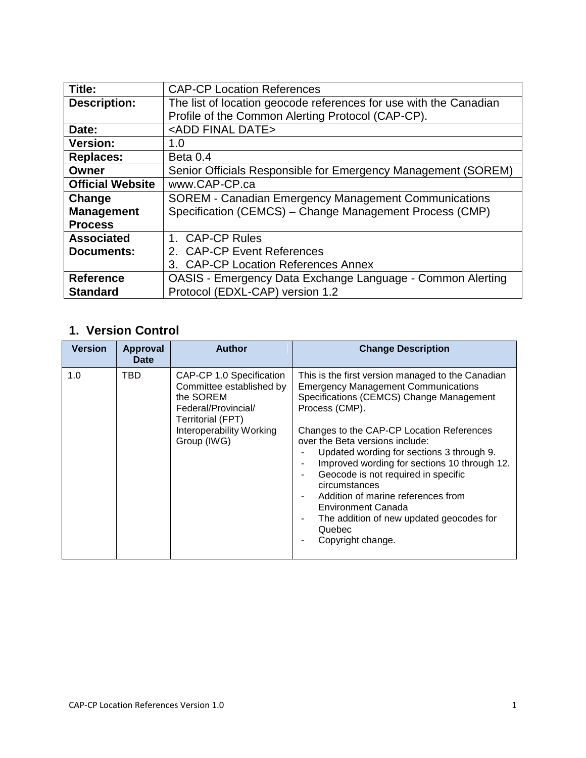| Title: | CAP-CP Location References |
| --- | --- |
| **Description:** | The list of location geocode references for use with the Canadian Profile of the Common Alerting Protocol (CAP-CP). |
| **Date:** | <ADD FINAL DATE> |
| **Version:** | 1.0 |
| **Replaces:** | Beta 0.4 |
| **Owner** | Senior Officials Responsible for Emergency Management (SOREM) |
| **Official Website** | www.CAP-CP.ca |
| **Change Management Process** | SOREM - Canadian Emergency Management Communications Specification (CEMCS) – Change Management Process (CMP) |
| **Associated Documents:** | 1. CAP-CP Rules<br>2. CAP-CP Event References<br>3. CAP-CP Location References Annex |
| **Reference Standard** | OASIS - Emergency Data Exchange Language - Common Alerting Protocol (EDXL-CAP) version 1.2 |

## 1. Version Control

| Version | Approval Date | Author | Change Description |
| --- | --- | --- | --- |
| 1.0 | TBD | CAP-CP 1.0 Specification Committee established by the SOREM Federal/Provincial/ Territorial (FPT) Interoperability Working Group (IWG) | This is the first version managed to the Canadian Emergency Management Communications Specifications (CEMCS) Change Management Process (CMP).<br><br>Changes to the CAP-CP Location References over the Beta versions include:<br>- Updated wording for sections 3 through 9.<br>- Improved wording for sections 10 through 12.<br>- Geocode is not required in specific circumstances<br>- Addition of marine references from Environment Canada<br>- The addition of new updated geocodes for Quebec<br>- Copyright change. |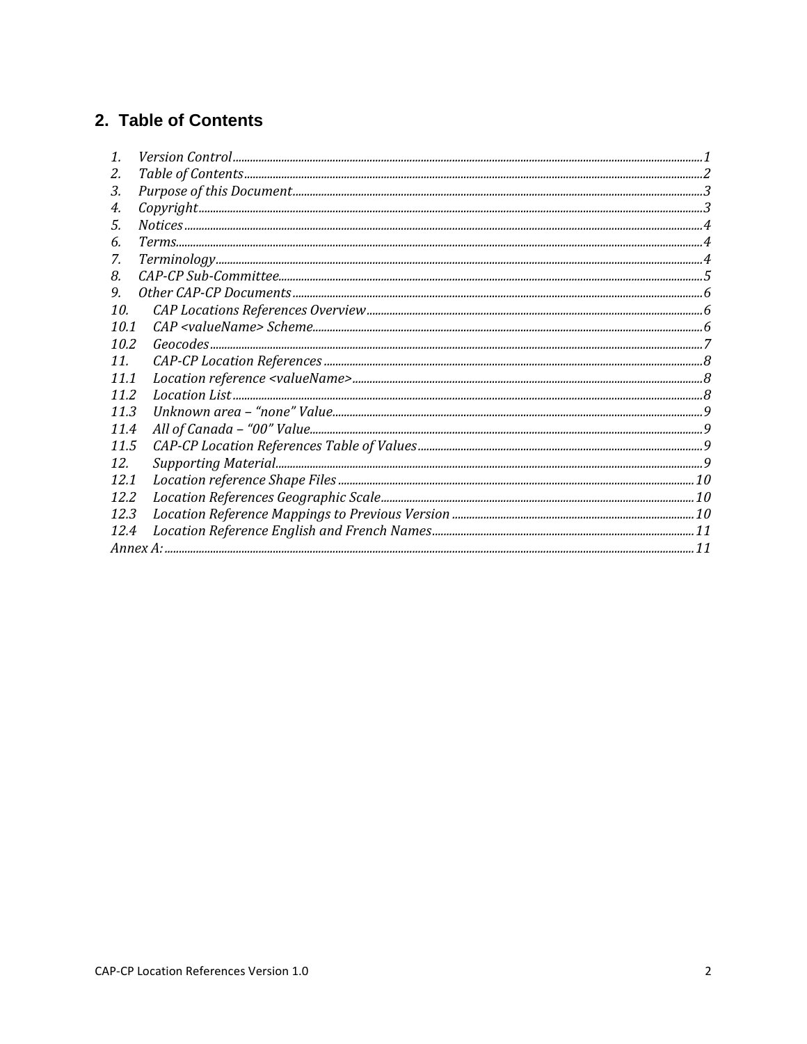## 2. Table of Contents

*1. Version Control ........ 1*
*2. Table of Contents ........ 2*
*3. Purpose of this Document ........ 3*
*4. Copyright ........ 3*
*5. Notices ........ 4*
*6. Terms ........ 4*
*7. Terminology ........ 4*
*8. CAP-CP Sub-Committee ........ 5*
*9. Other CAP-CP Documents ........ 6*
*10. CAP Locations References Overview ........ 6*
*10.1 CAP <valueName> Scheme ........ 6*
*10.2 Geocodes ........ 7*
*11. CAP-CP Location References ........ 8*
*11.1 Location reference <valueName> ........ 8*
*11.2 Location List ........ 8*
*11.3 Unknown area – "none" Value ........ 9*
*11.4 All of Canada – "00" Value ........ 9*
*11.5 CAP-CP Location References Table of Values ........ 9*
*12. Supporting Material ........ 9*
*12.1 Location reference Shape Files ........ 10*
*12.2 Location References Geographic Scale ........ 10*
*12.3 Location Reference Mappings to Previous Version ........ 10*
*12.4 Location Reference English and French Names ........ 11*
*Annex A: ........ 11*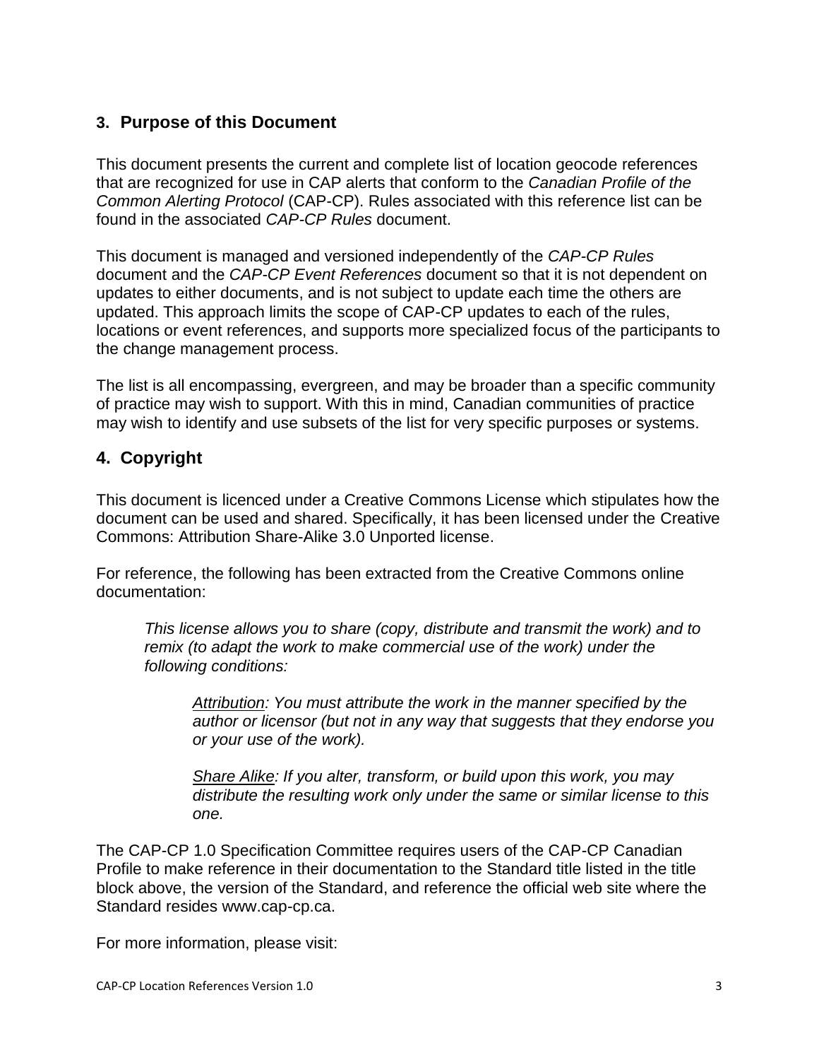## 3. Purpose of this Document

This document presents the current and complete list of location geocode references that are recognized for use in CAP alerts that conform to the *Canadian Profile of the Common Alerting Protocol* (CAP-CP). Rules associated with this reference list can be found in the associated *CAP-CP Rules* document.

This document is managed and versioned independently of the *CAP-CP Rules* document and the *CAP-CP Event References* document so that it is not dependent on updates to either documents, and is not subject to update each time the others are updated. This approach limits the scope of CAP-CP updates to each of the rules, locations or event references, and supports more specialized focus of the participants to the change management process.

The list is all encompassing, evergreen, and may be broader than a specific community of practice may wish to support. With this in mind, Canadian communities of practice may wish to identify and use subsets of the list for very specific purposes or systems.

## 4. Copyright

This document is licenced under a Creative Commons License which stipulates how the document can be used and shared. Specifically, it has been licensed under the Creative Commons: Attribution Share-Alike 3.0 Unported license.

For reference, the following has been extracted from the Creative Commons online documentation:

> *This license allows you to share (copy, distribute and transmit the work) and to remix (to adapt the work to make commercial use of the work) under the following conditions:*
>
> > *Attribution: You must attribute the work in the manner specified by the author or licensor (but not in any way that suggests that they endorse you or your use of the work).*
> >
> > *Share Alike: If you alter, transform, or build upon this work, you may distribute the resulting work only under the same or similar license to this one.*

The CAP-CP 1.0 Specification Committee requires users of the CAP-CP Canadian Profile to make reference in their documentation to the Standard title listed in the title block above, the version of the Standard, and reference the official web site where the Standard resides www.cap-cp.ca.

For more information, please visit: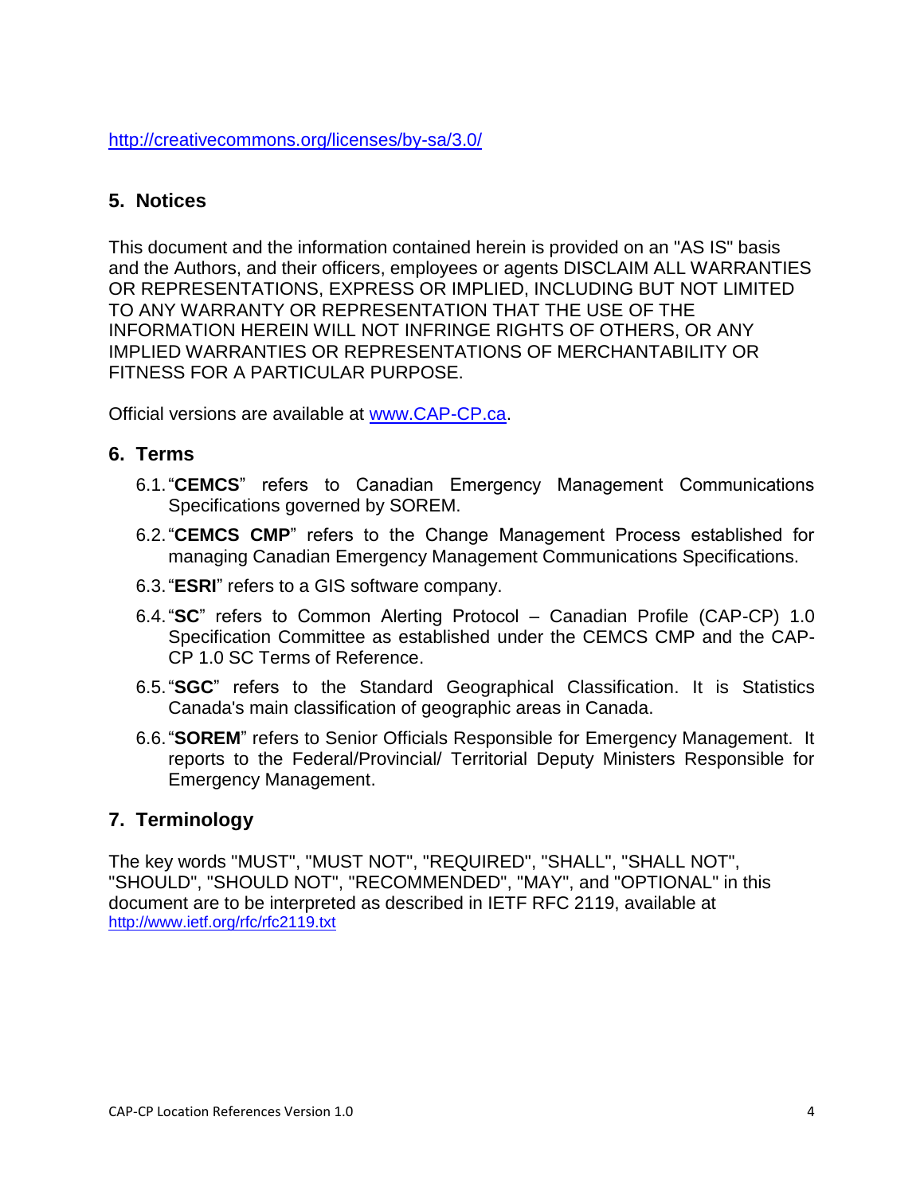http://creativecommons.org/licenses/by-sa/3.0/

## 5. Notices

This document and the information contained herein is provided on an "AS IS" basis and the Authors, and their officers, employees or agents DISCLAIM ALL WARRANTIES OR REPRESENTATIONS, EXPRESS OR IMPLIED, INCLUDING BUT NOT LIMITED TO ANY WARRANTY OR REPRESENTATION THAT THE USE OF THE INFORMATION HEREIN WILL NOT INFRINGE RIGHTS OF OTHERS, OR ANY IMPLIED WARRANTIES OR REPRESENTATIONS OF MERCHANTABILITY OR FITNESS FOR A PARTICULAR PURPOSE.

Official versions are available at www.CAP-CP.ca.

## 6. Terms

6.1. "**CEMCS**" refers to Canadian Emergency Management Communications Specifications governed by SOREM.

6.2. "**CEMCS CMP**" refers to the Change Management Process established for managing Canadian Emergency Management Communications Specifications.

6.3. "**ESRI**" refers to a GIS software company.

6.4. "**SC**" refers to Common Alerting Protocol – Canadian Profile (CAP-CP) 1.0 Specification Committee as established under the CEMCS CMP and the CAP-CP 1.0 SC Terms of Reference.

6.5. "**SGC**" refers to the Standard Geographical Classification. It is Statistics Canada's main classification of geographic areas in Canada.

6.6. "**SOREM**" refers to Senior Officials Responsible for Emergency Management. It reports to the Federal/Provincial/ Territorial Deputy Ministers Responsible for Emergency Management.

## 7. Terminology

The key words "MUST", "MUST NOT", "REQUIRED", "SHALL", "SHALL NOT", "SHOULD", "SHOULD NOT", "RECOMMENDED", "MAY", and "OPTIONAL" in this document are to be interpreted as described in IETF RFC 2119, available at http://www.ietf.org/rfc/rfc2119.txt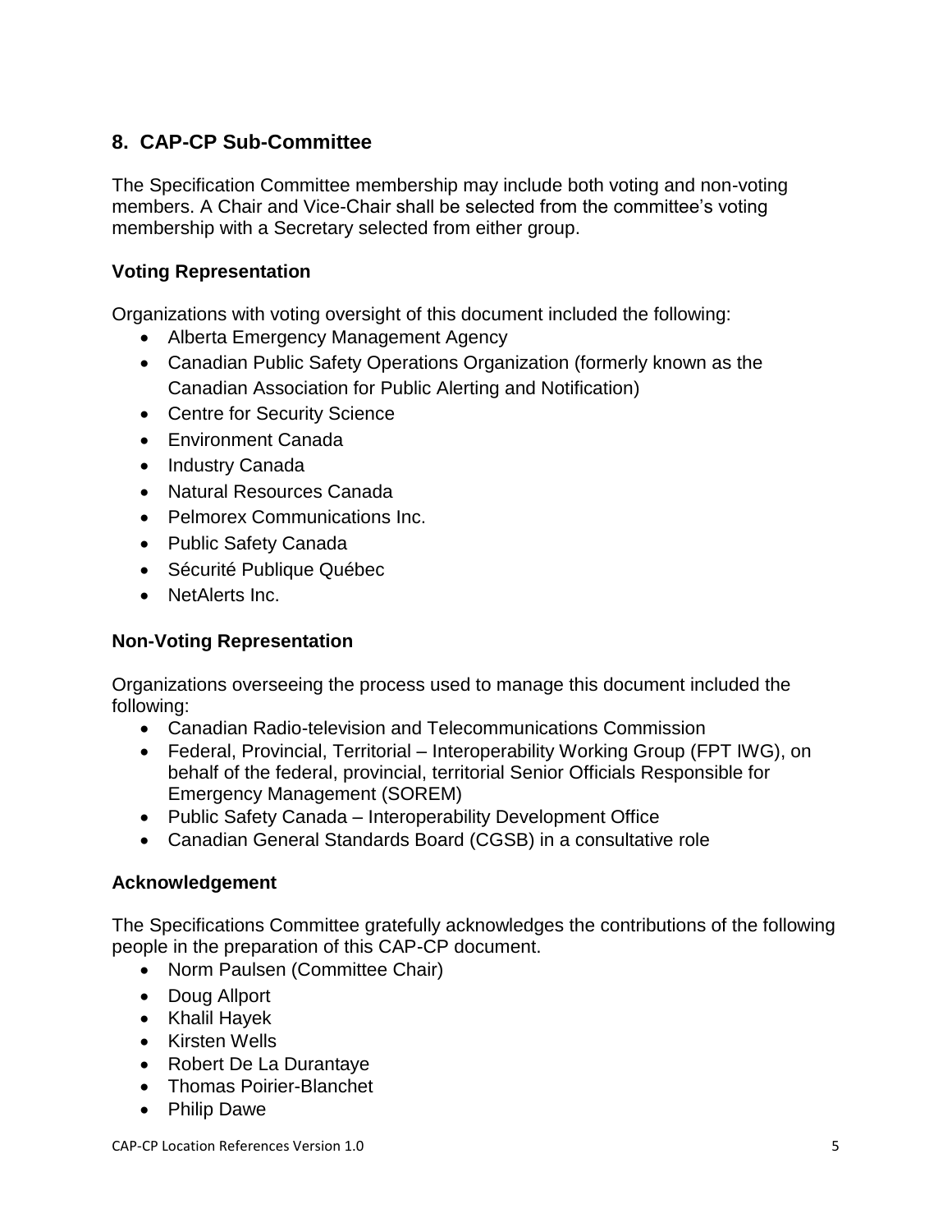## 8. CAP-CP Sub-Committee

The Specification Committee membership may include both voting and non-voting members. A Chair and Vice-Chair shall be selected from the committee's voting membership with a Secretary selected from either group.

### Voting Representation

Organizations with voting oversight of this document included the following:

- Alberta Emergency Management Agency
- Canadian Public Safety Operations Organization (formerly known as the Canadian Association for Public Alerting and Notification)
- Centre for Security Science
- Environment Canada
- Industry Canada
- Natural Resources Canada
- Pelmorex Communications Inc.
- Public Safety Canada
- Sécurité Publique Québec
- NetAlerts Inc.

### Non-Voting Representation

Organizations overseeing the process used to manage this document included the following:

- Canadian Radio-television and Telecommunications Commission
- Federal, Provincial, Territorial – Interoperability Working Group (FPT IWG), on behalf of the federal, provincial, territorial Senior Officials Responsible for Emergency Management (SOREM)
- Public Safety Canada – Interoperability Development Office
- Canadian General Standards Board (CGSB) in a consultative role

### Acknowledgement

The Specifications Committee gratefully acknowledges the contributions of the following people in the preparation of this CAP-CP document.

- Norm Paulsen (Committee Chair)
- Doug Allport
- Khalil Hayek
- Kirsten Wells
- Robert De La Durantaye
- Thomas Poirier-Blanchet
- Philip Dawe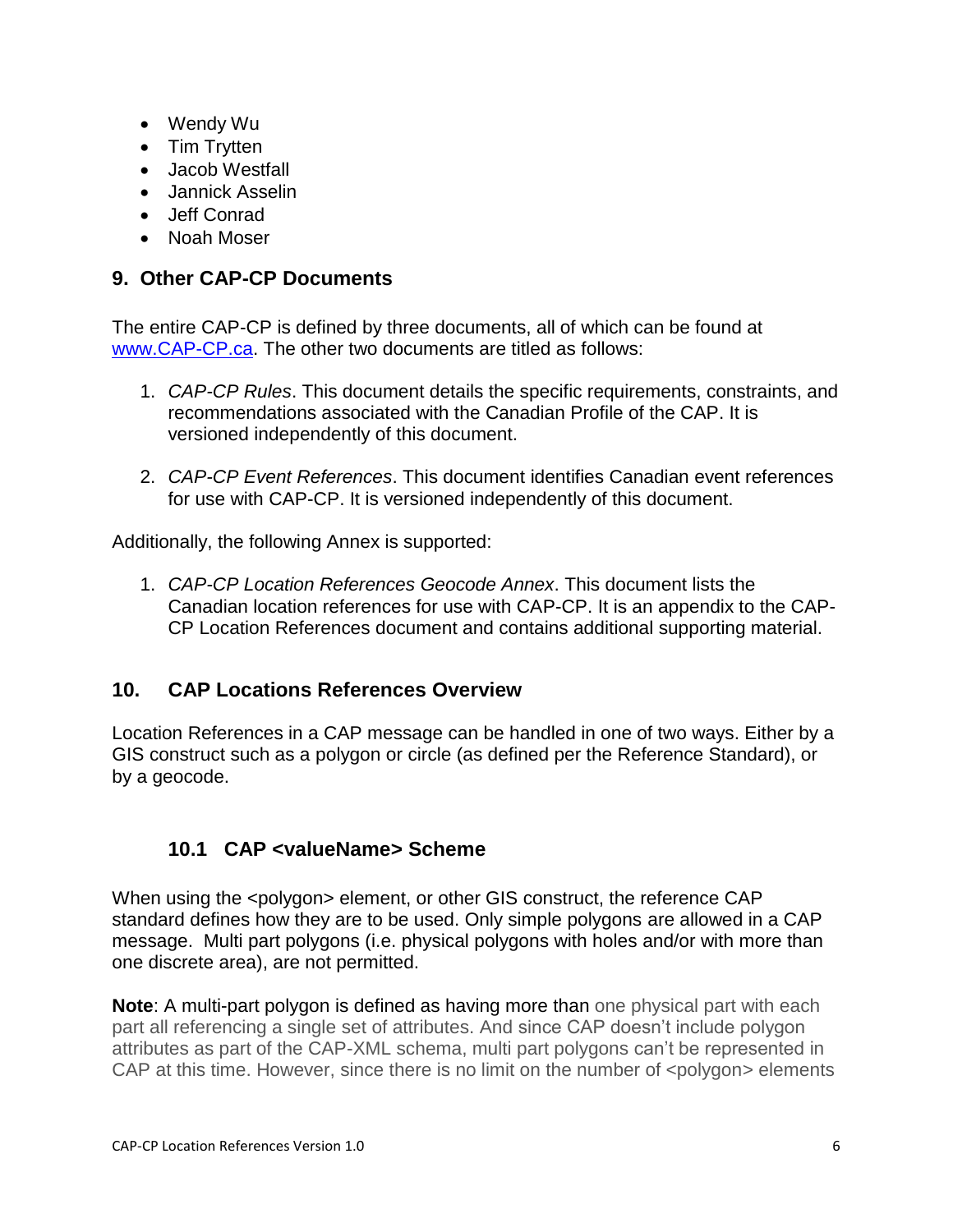- Wendy Wu
- Tim Trytten
- Jacob Westfall
- Jannick Asselin
- Jeff Conrad
- Noah Moser

## 9. Other CAP-CP Documents

The entire CAP-CP is defined by three documents, all of which can be found at [www.CAP-CP.ca](http://www.CAP-CP.ca). The other two documents are titled as follows:

1. *CAP-CP Rules*. This document details the specific requirements, constraints, and recommendations associated with the Canadian Profile of the CAP. It is versioned independently of this document.

2. *CAP-CP Event References*. This document identifies Canadian event references for use with CAP-CP. It is versioned independently of this document.

Additionally, the following Annex is supported:

1. *CAP-CP Location References Geocode Annex*. This document lists the Canadian location references for use with CAP-CP. It is an appendix to the CAP-CP Location References document and contains additional supporting material.

## 10. CAP Locations References Overview

Location References in a CAP message can be handled in one of two ways. Either by a GIS construct such as a polygon or circle (as defined per the Reference Standard), or by a geocode.

### 10.1 CAP <valueName> Scheme

When using the <polygon> element, or other GIS construct, the reference CAP standard defines how they are to be used. Only simple polygons are allowed in a CAP message. Multi part polygons (i.e. physical polygons with holes and/or with more than one discrete area), are not permitted.

**Note**: A multi-part polygon is defined as having more than one physical part with each part all referencing a single set of attributes. And since CAP doesn't include polygon attributes as part of the CAP-XML schema, multi part polygons can't be represented in CAP at this time. However, since there is no limit on the number of <polygon> elements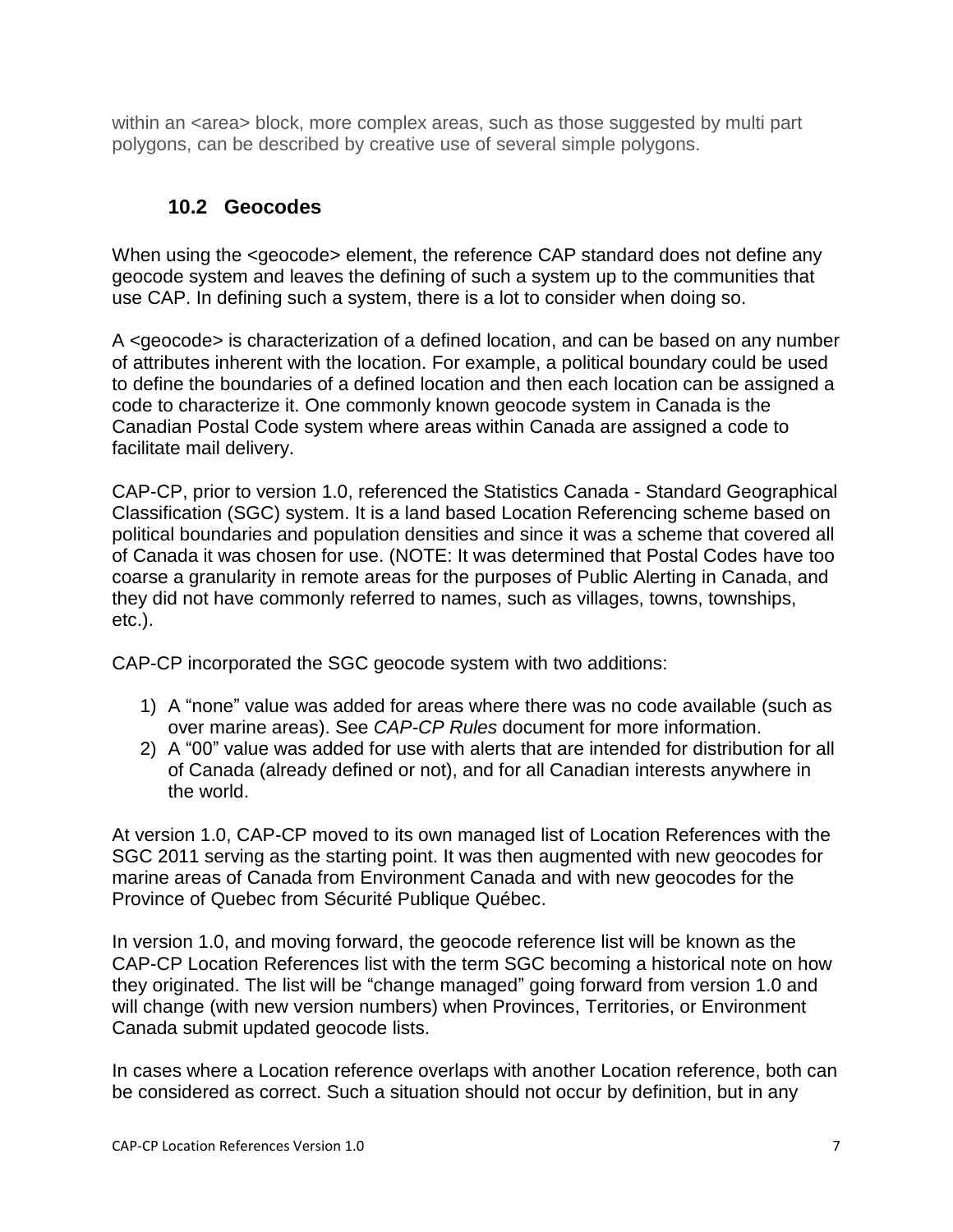within an <area> block, more complex areas, such as those suggested by multi part polygons, can be described by creative use of several simple polygons.

## 10.2 Geocodes

When using the <geocode> element, the reference CAP standard does not define any geocode system and leaves the defining of such a system up to the communities that use CAP. In defining such a system, there is a lot to consider when doing so.

A <geocode> is characterization of a defined location, and can be based on any number of attributes inherent with the location. For example, a political boundary could be used to define the boundaries of a defined location and then each location can be assigned a code to characterize it. One commonly known geocode system in Canada is the Canadian Postal Code system where areas within Canada are assigned a code to facilitate mail delivery.

CAP-CP, prior to version 1.0, referenced the Statistics Canada - Standard Geographical Classification (SGC) system. It is a land based Location Referencing scheme based on political boundaries and population densities and since it was a scheme that covered all of Canada it was chosen for use. (NOTE: It was determined that Postal Codes have too coarse a granularity in remote areas for the purposes of Public Alerting in Canada, and they did not have commonly referred to names, such as villages, towns, townships, etc.).

CAP-CP incorporated the SGC geocode system with two additions:

1) A "none" value was added for areas where there was no code available (such as over marine areas). See *CAP-CP Rules* document for more information.
2) A "00" value was added for use with alerts that are intended for distribution for all of Canada (already defined or not), and for all Canadian interests anywhere in the world.

At version 1.0, CAP-CP moved to its own managed list of Location References with the SGC 2011 serving as the starting point. It was then augmented with new geocodes for marine areas of Canada from Environment Canada and with new geocodes for the Province of Quebec from Sécurité Publique Québec.

In version 1.0, and moving forward, the geocode reference list will be known as the CAP-CP Location References list with the term SGC becoming a historical note on how they originated. The list will be "change managed" going forward from version 1.0 and will change (with new version numbers) when Provinces, Territories, or Environment Canada submit updated geocode lists.

In cases where a Location reference overlaps with another Location reference, both can be considered as correct. Such a situation should not occur by definition, but in any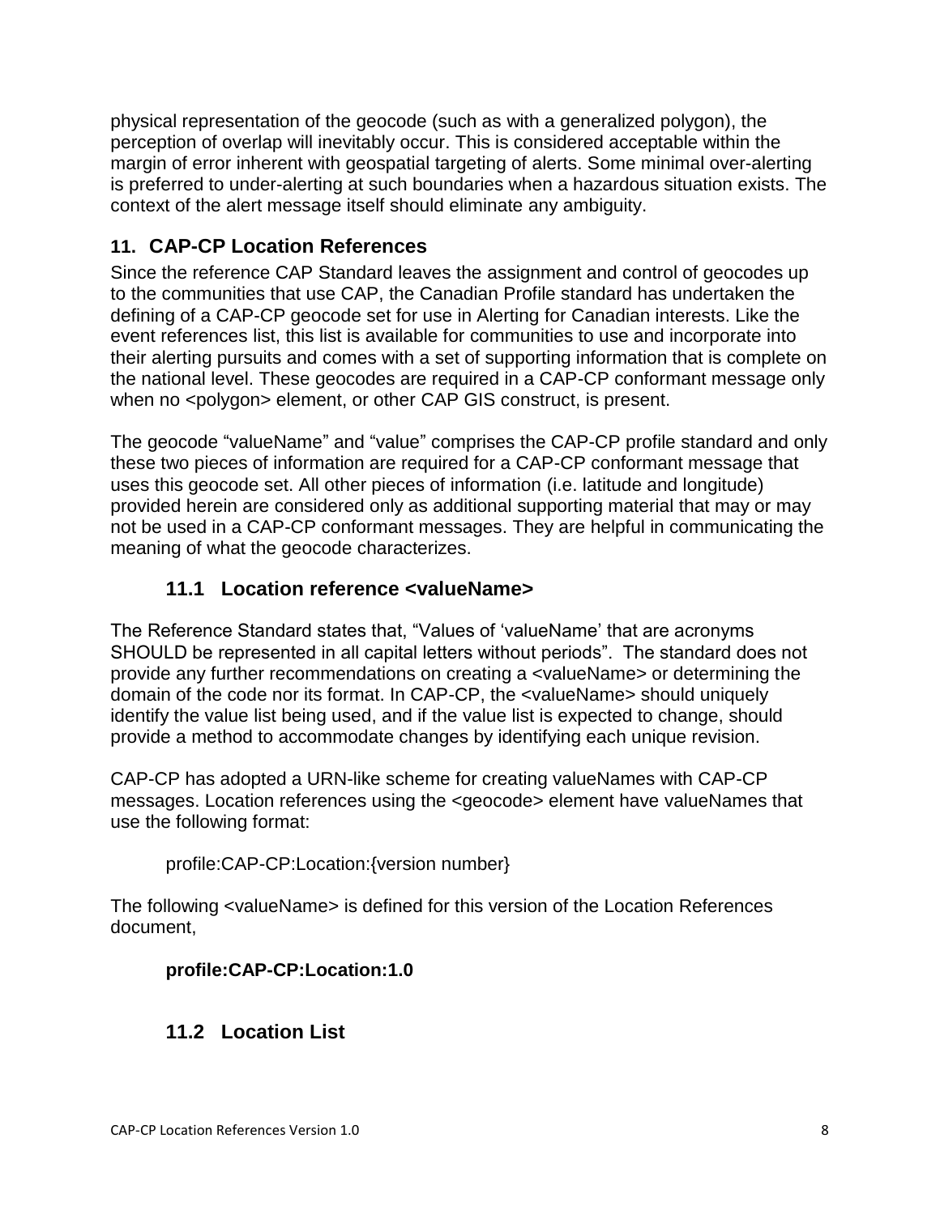physical representation of the geocode (such as with a generalized polygon), the perception of overlap will inevitably occur. This is considered acceptable within the margin of error inherent with geospatial targeting of alerts. Some minimal over-alerting is preferred to under-alerting at such boundaries when a hazardous situation exists. The context of the alert message itself should eliminate any ambiguity.

## 11. CAP-CP Location References

Since the reference CAP Standard leaves the assignment and control of geocodes up to the communities that use CAP, the Canadian Profile standard has undertaken the defining of a CAP-CP geocode set for use in Alerting for Canadian interests. Like the event references list, this list is available for communities to use and incorporate into their alerting pursuits and comes with a set of supporting information that is complete on the national level. These geocodes are required in a CAP-CP conformant message only when no <polygon> element, or other CAP GIS construct, is present.

The geocode "valueName" and "value" comprises the CAP-CP profile standard and only these two pieces of information are required for a CAP-CP conformant message that uses this geocode set. All other pieces of information (i.e. latitude and longitude) provided herein are considered only as additional supporting material that may or may not be used in a CAP-CP conformant messages. They are helpful in communicating the meaning of what the geocode characterizes.

### 11.1 Location reference <valueName>

The Reference Standard states that, "Values of 'valueName' that are acronyms SHOULD be represented in all capital letters without periods". The standard does not provide any further recommendations on creating a <valueName> or determining the domain of the code nor its format. In CAP-CP, the <valueName> should uniquely identify the value list being used, and if the value list is expected to change, should provide a method to accommodate changes by identifying each unique revision.

CAP-CP has adopted a URN-like scheme for creating valueNames with CAP-CP messages. Location references using the <geocode> element have valueNames that use the following format:

profile:CAP-CP:Location:{version number}

The following <valueName> is defined for this version of the Location References document,

**profile:CAP-CP:Location:1.0**

### 11.2 Location List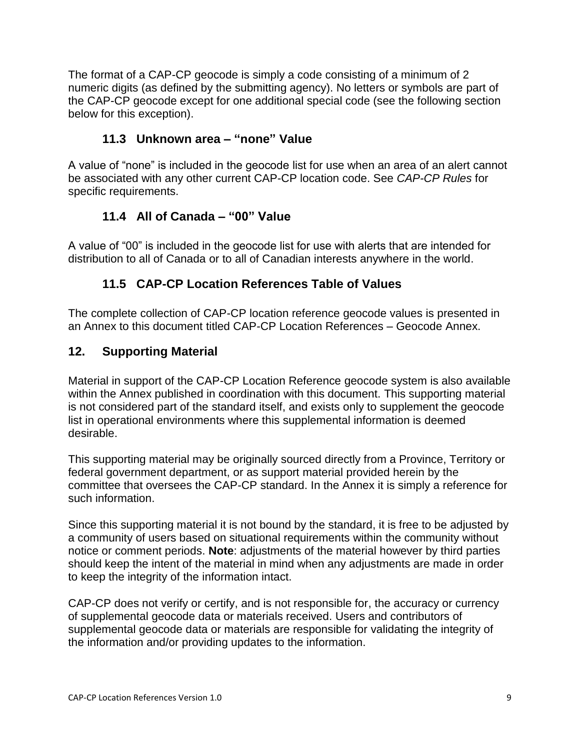The format of a CAP-CP geocode is simply a code consisting of a minimum of 2 numeric digits (as defined by the submitting agency). No letters or symbols are part of the CAP-CP geocode except for one additional special code (see the following section below for this exception).

### 11.3 Unknown area – “none” Value

A value of “none” is included in the geocode list for use when an area of an alert cannot be associated with any other current CAP-CP location code. See *CAP-CP Rules* for specific requirements.

### 11.4 All of Canada – “00” Value

A value of “00” is included in the geocode list for use with alerts that are intended for distribution to all of Canada or to all of Canadian interests anywhere in the world.

### 11.5 CAP-CP Location References Table of Values

The complete collection of CAP-CP location reference geocode values is presented in an Annex to this document titled CAP-CP Location References – Geocode Annex.

## 12. Supporting Material

Material in support of the CAP-CP Location Reference geocode system is also available within the Annex published in coordination with this document. This supporting material is not considered part of the standard itself, and exists only to supplement the geocode list in operational environments where this supplemental information is deemed desirable.

This supporting material may be originally sourced directly from a Province, Territory or federal government department, or as support material provided herein by the committee that oversees the CAP-CP standard. In the Annex it is simply a reference for such information.

Since this supporting material it is not bound by the standard, it is free to be adjusted by a community of users based on situational requirements within the community without notice or comment periods. **Note**: adjustments of the material however by third parties should keep the intent of the material in mind when any adjustments are made in order to keep the integrity of the information intact.

CAP-CP does not verify or certify, and is not responsible for, the accuracy or currency of supplemental geocode data or materials received. Users and contributors of supplemental geocode data or materials are responsible for validating the integrity of the information and/or providing updates to the information.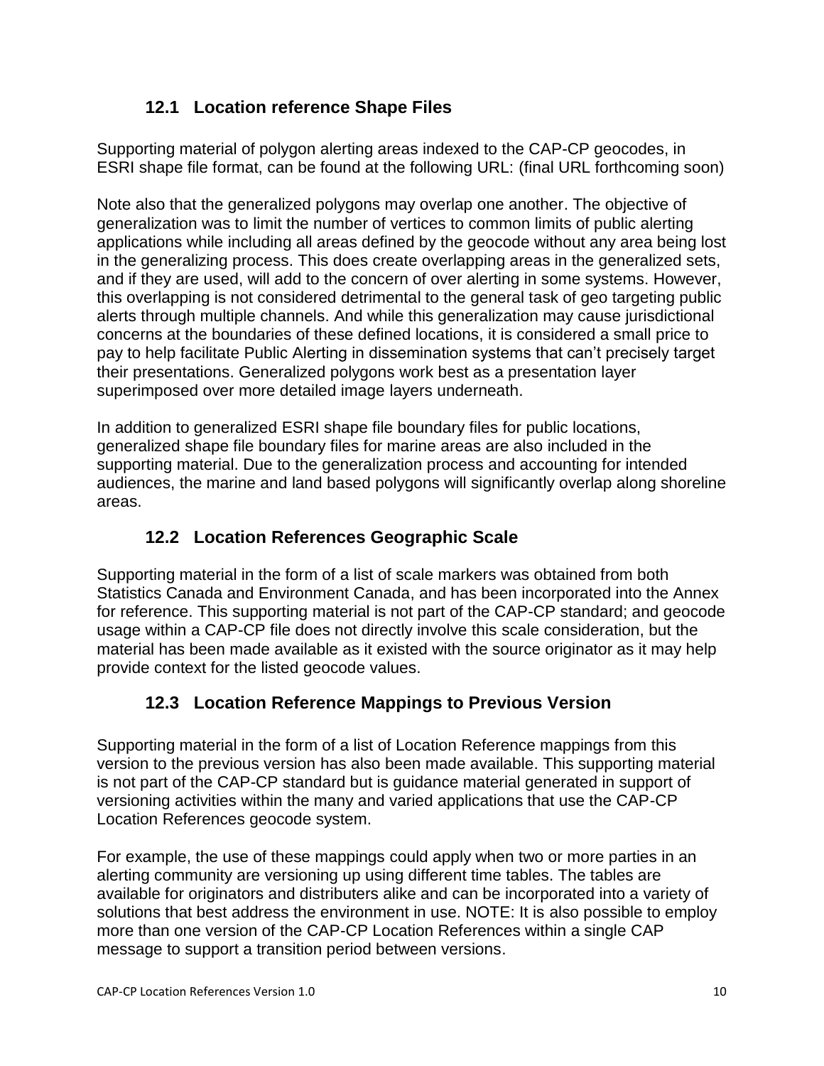## 12.1 Location reference Shape Files

Supporting material of polygon alerting areas indexed to the CAP-CP geocodes, in ESRI shape file format, can be found at the following URL: (final URL forthcoming soon)

Note also that the generalized polygons may overlap one another. The objective of generalization was to limit the number of vertices to common limits of public alerting applications while including all areas defined by the geocode without any area being lost in the generalizing process. This does create overlapping areas in the generalized sets, and if they are used, will add to the concern of over alerting in some systems. However, this overlapping is not considered detrimental to the general task of geo targeting public alerts through multiple channels. And while this generalization may cause jurisdictional concerns at the boundaries of these defined locations, it is considered a small price to pay to help facilitate Public Alerting in dissemination systems that can't precisely target their presentations. Generalized polygons work best as a presentation layer superimposed over more detailed image layers underneath.

In addition to generalized ESRI shape file boundary files for public locations, generalized shape file boundary files for marine areas are also included in the supporting material. Due to the generalization process and accounting for intended audiences, the marine and land based polygons will significantly overlap along shoreline areas.

## 12.2 Location References Geographic Scale

Supporting material in the form of a list of scale markers was obtained from both Statistics Canada and Environment Canada, and has been incorporated into the Annex for reference. This supporting material is not part of the CAP-CP standard; and geocode usage within a CAP-CP file does not directly involve this scale consideration, but the material has been made available as it existed with the source originator as it may help provide context for the listed geocode values.

## 12.3 Location Reference Mappings to Previous Version

Supporting material in the form of a list of Location Reference mappings from this version to the previous version has also been made available. This supporting material is not part of the CAP-CP standard but is guidance material generated in support of versioning activities within the many and varied applications that use the CAP-CP Location References geocode system.

For example, the use of these mappings could apply when two or more parties in an alerting community are versioning up using different time tables. The tables are available for originators and distributers alike and can be incorporated into a variety of solutions that best address the environment in use. NOTE: It is also possible to employ more than one version of the CAP-CP Location References within a single CAP message to support a transition period between versions.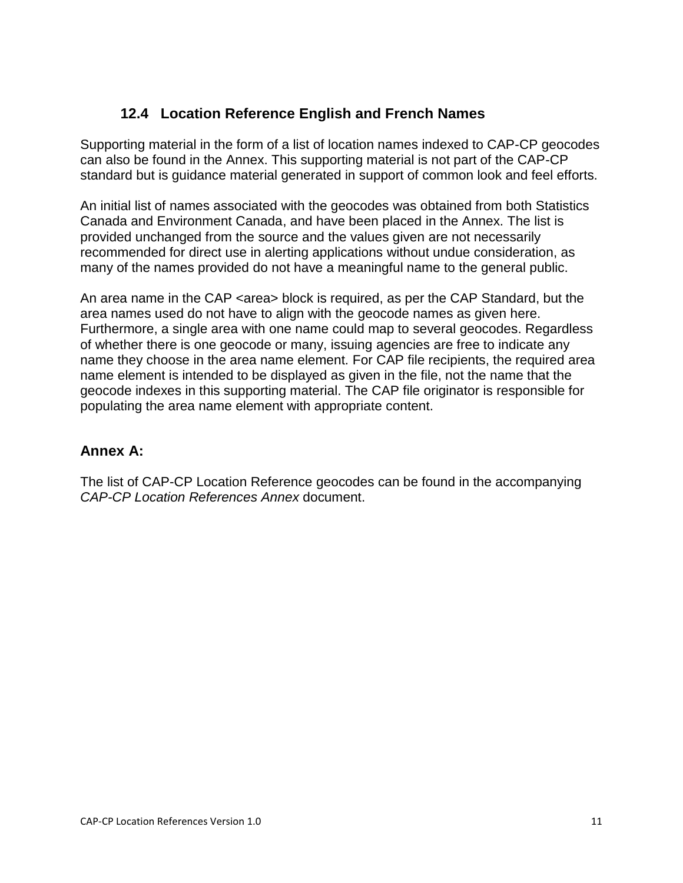### 12.4 Location Reference English and French Names

Supporting material in the form of a list of location names indexed to CAP-CP geocodes can also be found in the Annex. This supporting material is not part of the CAP-CP standard but is guidance material generated in support of common look and feel efforts.

An initial list of names associated with the geocodes was obtained from both Statistics Canada and Environment Canada, and have been placed in the Annex. The list is provided unchanged from the source and the values given are not necessarily recommended for direct use in alerting applications without undue consideration, as many of the names provided do not have a meaningful name to the general public.

An area name in the CAP <area> block is required, as per the CAP Standard, but the area names used do not have to align with the geocode names as given here. Furthermore, a single area with one name could map to several geocodes. Regardless of whether there is one geocode or many, issuing agencies are free to indicate any name they choose in the area name element. For CAP file recipients, the required area name element is intended to be displayed as given in the file, not the name that the geocode indexes in this supporting material. The CAP file originator is responsible for populating the area name element with appropriate content.

## Annex A:

The list of CAP-CP Location Reference geocodes can be found in the accompanying *CAP-CP Location References Annex* document.